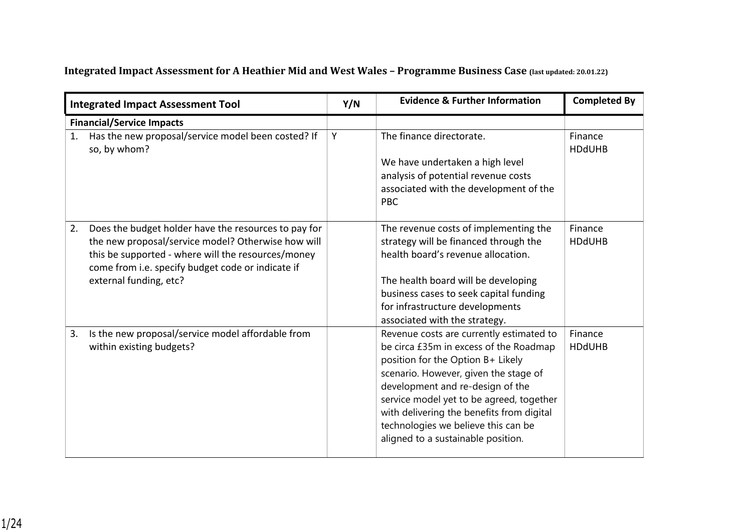**Integrated Impact Assessment for A Heathier Mid and West Wales – Programme Business Case** (last updated: 20.01.22)

| Integrated Impact Assessment Tool | Y/N | Evidence & Further Information | Completed By |
|---|---|---|---|
| **Financial/Service Impacts** | | | |
| 1. Has the new proposal/service model been costed? If so, by whom? | Y | The finance directorate.<br><br>We have undertaken a high level analysis of potential revenue costs associated with the development of the PBC | Finance HDdUHB |
| 2. Does the budget holder have the resources to pay for the new proposal/service model? Otherwise how will this be supported - where will the resources/money come from i.e. specify budget code or indicate if external funding, etc? | | The revenue costs of implementing the strategy will be financed through the health board's revenue allocation.<br><br>The health board will be developing business cases to seek capital funding for infrastructure developments associated with the strategy. | Finance HDdUHB |
| 3. Is the new proposal/service model affordable from within existing budgets? | | Revenue costs are currently estimated to be circa £35m in excess of the Roadmap position for the Option B+ Likely scenario. However, given the stage of development and re-design of the service model yet to be agreed, together with delivering the benefits from digital technologies we believe this can be aligned to a sustainable position. | Finance HDdUHB |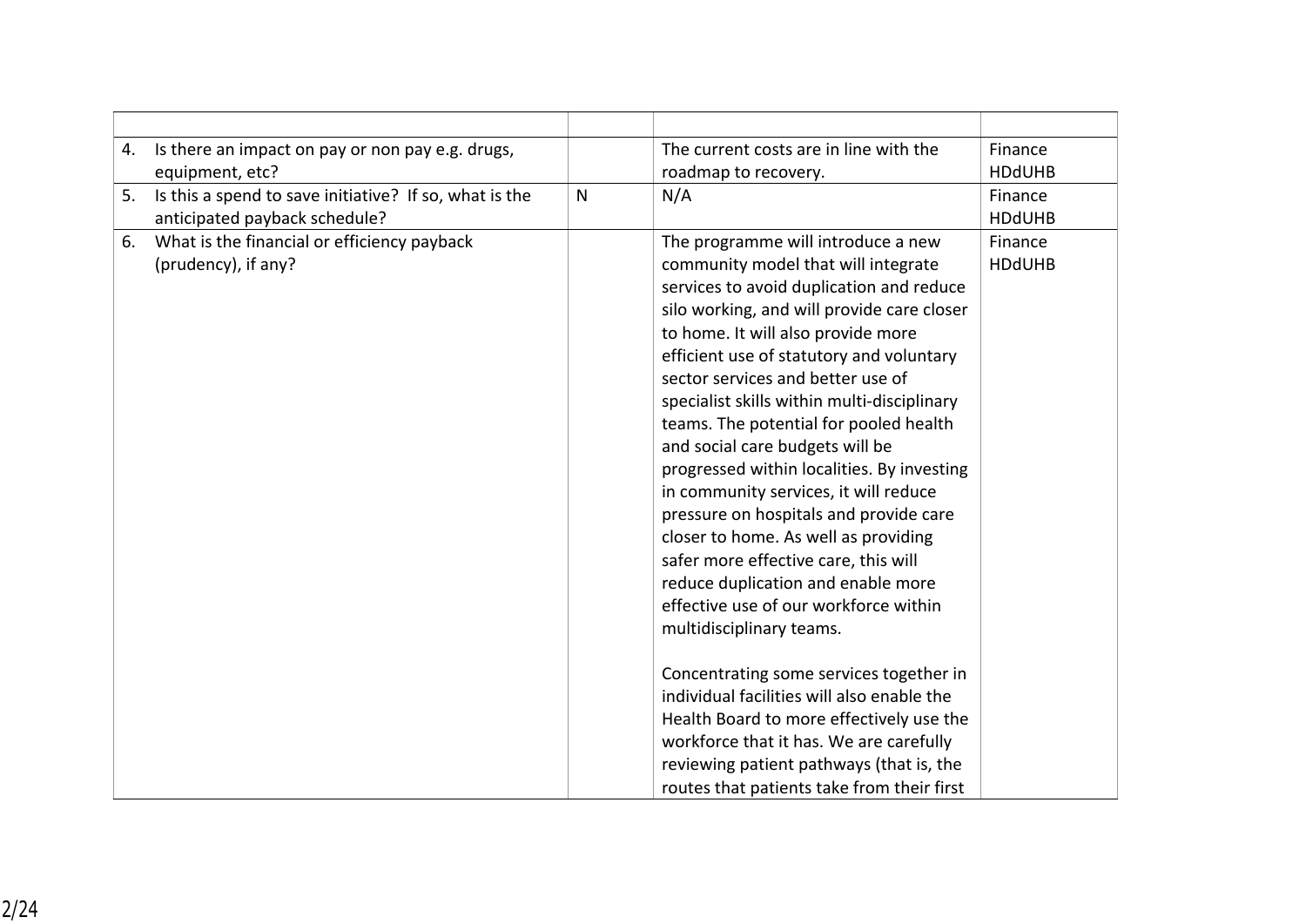| | | | |
|---|---|---|---|
| 4. Is there an impact on pay or non pay e.g. drugs, equipment, etc? | | The current costs are in line with the roadmap to recovery. | Finance HDdUHB |
| 5. Is this a spend to save initiative? If so, what is the anticipated payback schedule? | N | N/A | Finance HDdUHB |
| 6. What is the financial or efficiency payback (prudency), if any? | | The programme will introduce a new community model that will integrate services to avoid duplication and reduce silo working, and will provide care closer to home. It will also provide more efficient use of statutory and voluntary sector services and better use of specialist skills within multi-disciplinary teams. The potential for pooled health and social care budgets will be progressed within localities. By investing in community services, it will reduce pressure on hospitals and provide care closer to home. As well as providing safer more effective care, this will reduce duplication and enable more effective use of our workforce within multidisciplinary teams.<br><br>Concentrating some services together in individual facilities will also enable the Health Board to more effectively use the workforce that it has. We are carefully reviewing patient pathways (that is, the routes that patients take from their first | Finance HDdUHB |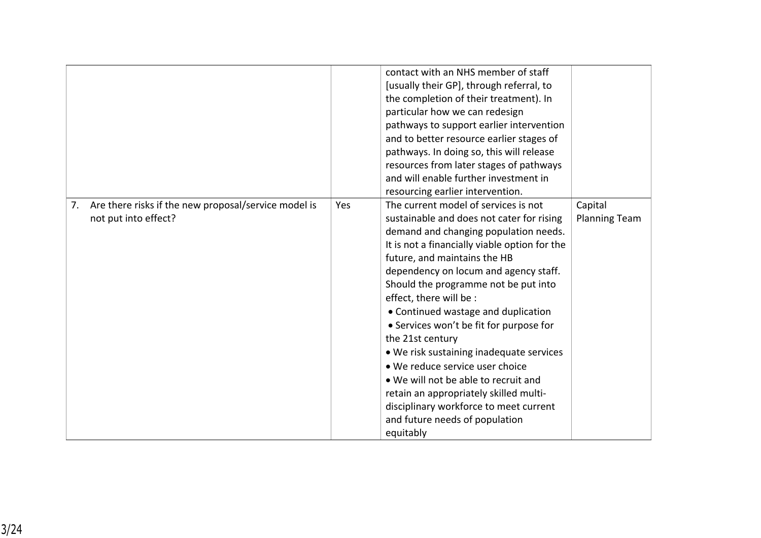| | | | |
|---|---|---|---|
| | | contact with an NHS member of staff [usually their GP], through referral, to the completion of their treatment). In particular how we can redesign pathways to support earlier intervention and to better resource earlier stages of pathways. In doing so, this will release resources from later stages of pathways and will enable further investment in resourcing earlier intervention. | |
| 7. Are there risks if the new proposal/service model is not put into effect? | Yes | The current model of services is not sustainable and does not cater for rising demand and changing population needs. It is not a financially viable option for the future, and maintains the HB dependency on locum and agency staff. Should the programme not be put into effect, there will be :<br>• Continued wastage and duplication<br>• Services won't be fit for purpose for the 21st century<br>• We risk sustaining inadequate services<br>• We reduce service user choice<br>• We will not be able to recruit and retain an appropriately skilled multi-disciplinary workforce to meet current and future needs of population equitably | Capital Planning Team |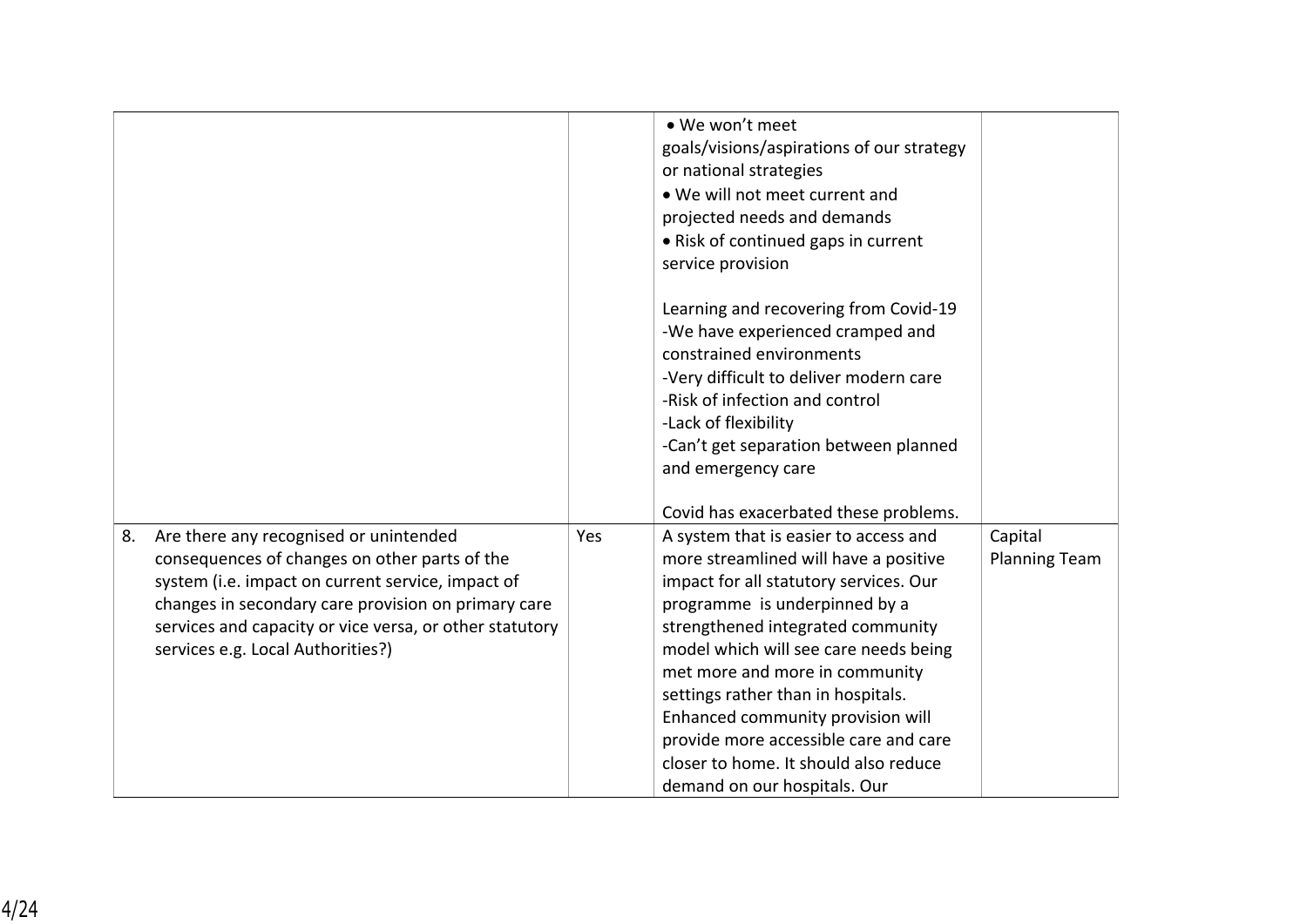| | | | |
|---|---|---|---|
| | | • We won't meet goals/visions/aspirations of our strategy or national strategies<br>• We will not meet current and projected needs and demands<br>• Risk of continued gaps in current service provision<br><br>Learning and recovering from Covid-19<br>-We have experienced cramped and constrained environments<br>-Very difficult to deliver modern care<br>-Risk of infection and control<br>-Lack of flexibility<br>-Can't get separation between planned and emergency care<br><br>Covid has exacerbated these problems. | |
| 8. Are there any recognised or unintended consequences of changes on other parts of the system (i.e. impact on current service, impact of changes in secondary care provision on primary care services and capacity or vice versa, or other statutory services e.g. Local Authorities?) | Yes | A system that is easier to access and more streamlined will have a positive impact for all statutory services. Our programme is underpinned by a strengthened integrated community model which will see care needs being met more and more in community settings rather than in hospitals. Enhanced community provision will provide more accessible care and care closer to home. It should also reduce demand on our hospitals. Our | Capital Planning Team |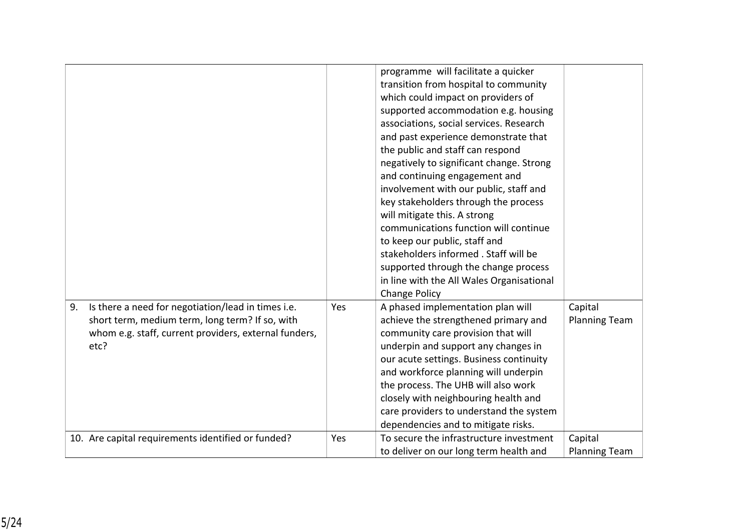| | | | |
|---|---|---|---|
| | | programme will facilitate a quicker transition from hospital to community which could impact on providers of supported accommodation e.g. housing associations, social services. Research and past experience demonstrate that the public and staff can respond negatively to significant change. Strong and continuing engagement and involvement with our public, staff and key stakeholders through the process will mitigate this. A strong communications function will continue to keep our public, staff and stakeholders informed . Staff will be supported through the change process in line with the All Wales Organisational Change Policy | |
| 9. Is there a need for negotiation/lead in times i.e. short term, medium term, long term? If so, with whom e.g. staff, current providers, external funders, etc? | Yes | A phased implementation plan will achieve the strengthened primary and community care provision that will underpin and support any changes in our acute settings. Business continuity and workforce planning will underpin the process. The UHB will also work closely with neighbouring health and care providers to understand the system dependencies and to mitigate risks. | Capital Planning Team |
| 10. Are capital requirements identified or funded? | Yes | To secure the infrastructure investment to deliver on our long term health and | Capital Planning Team |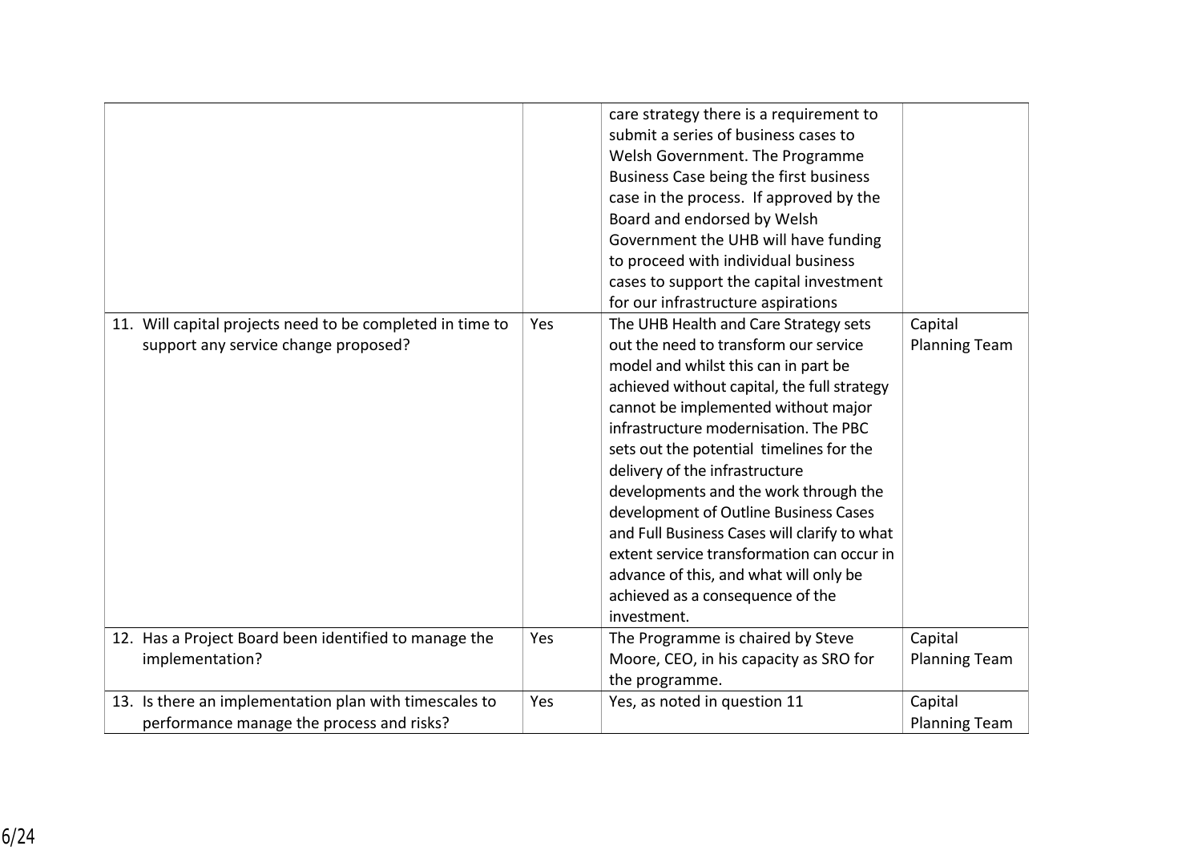| | | | |
|---|---|---|---|
| | | care strategy there is a requirement to submit a series of business cases to Welsh Government. The Programme Business Case being the first business case in the process. If approved by the Board and endorsed by Welsh Government the UHB will have funding to proceed with individual business cases to support the capital investment for our infrastructure aspirations | |
| 11. Will capital projects need to be completed in time to support any service change proposed? | Yes | The UHB Health and Care Strategy sets out the need to transform our service model and whilst this can in part be achieved without capital, the full strategy cannot be implemented without major infrastructure modernisation. The PBC sets out the potential timelines for the delivery of the infrastructure developments and the work through the development of Outline Business Cases and Full Business Cases will clarify to what extent service transformation can occur in advance of this, and what will only be achieved as a consequence of the investment. | Capital Planning Team |
| 12. Has a Project Board been identified to manage the implementation? | Yes | The Programme is chaired by Steve Moore, CEO, in his capacity as SRO for the programme. | Capital Planning Team |
| 13. Is there an implementation plan with timescales to performance manage the process and risks? | Yes | Yes, as noted in question 11 | Capital Planning Team |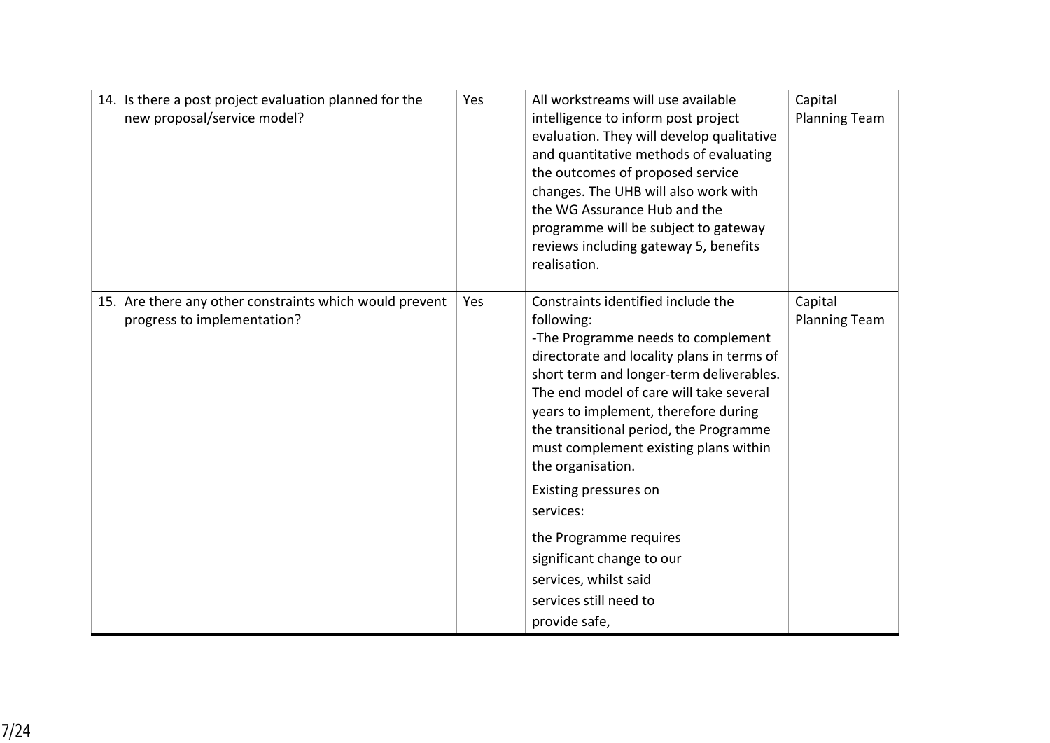| | | | |
|---|---|---|---|
| 14. Is there a post project evaluation planned for the new proposal/service model? | Yes | All workstreams will use available intelligence to inform post project evaluation. They will develop qualitative and quantitative methods of evaluating the outcomes of proposed service changes. The UHB will also work with the WG Assurance Hub and the programme will be subject to gateway reviews including gateway 5, benefits realisation. | Capital Planning Team |
| 15. Are there any other constraints which would prevent progress to implementation? | Yes | Constraints identified include the following:<br>-The Programme needs to complement directorate and locality plans in terms of short term and longer-term deliverables. The end model of care will take several years to implement, therefore during the transitional period, the Programme must complement existing plans within the organisation.<br>Existing pressures on services:<br>the Programme requires significant change to our services, whilst said services still need to provide safe, | Capital Planning Team |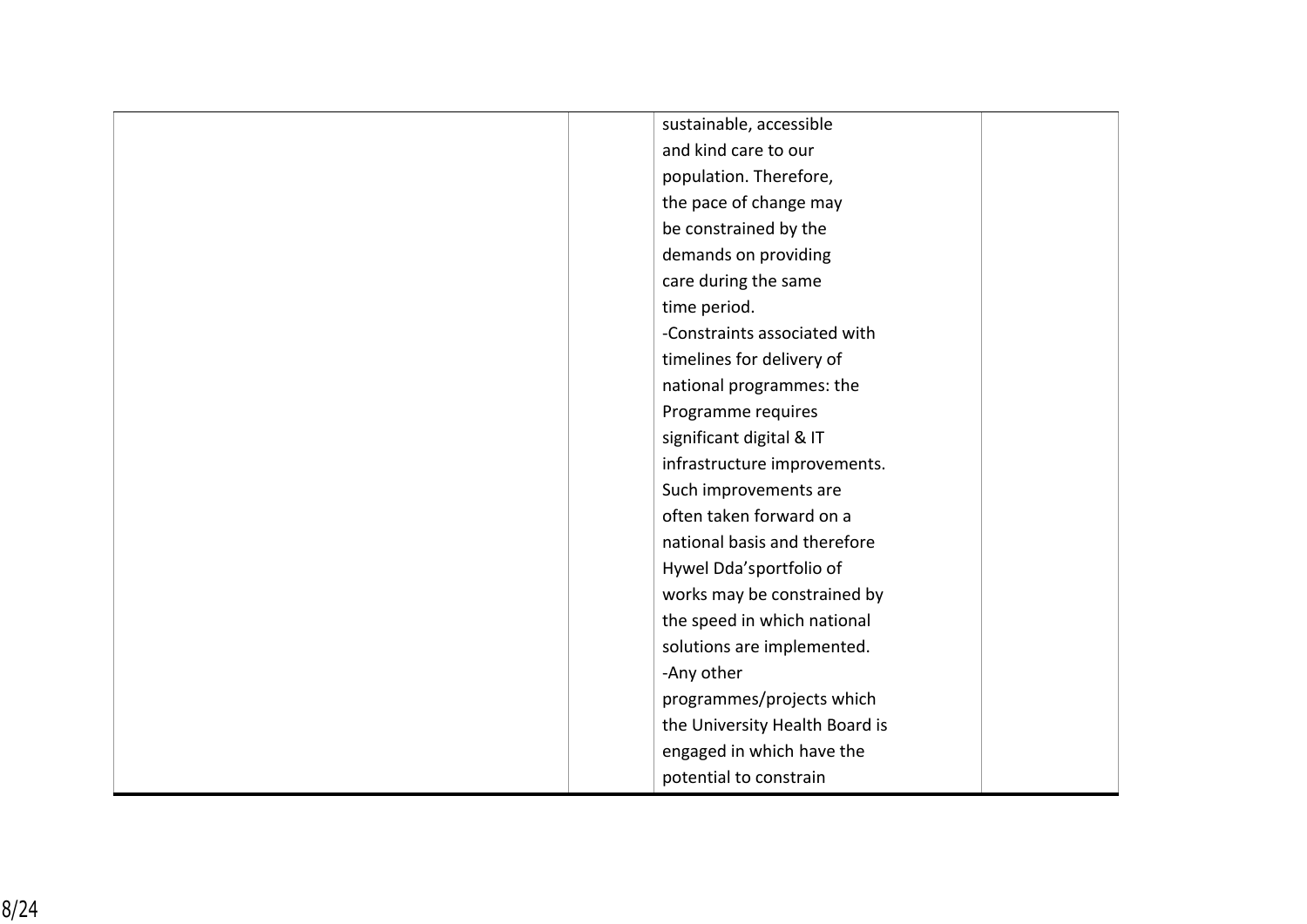| | | | |
|---|---|---|---|
| | | sustainable, accessible and kind care to our population. Therefore, the pace of change may be constrained by the demands on providing care during the same time period.<br>-Constraints associated with timelines for delivery of national programmes: the Programme requires significant digital & IT infrastructure improvements. Such improvements are often taken forward on a national basis and therefore Hywel Dda'sportfolio of works may be constrained by the speed in which national solutions are implemented.<br>-Any other programmes/projects which the University Health Board is engaged in which have the potential to constrain | |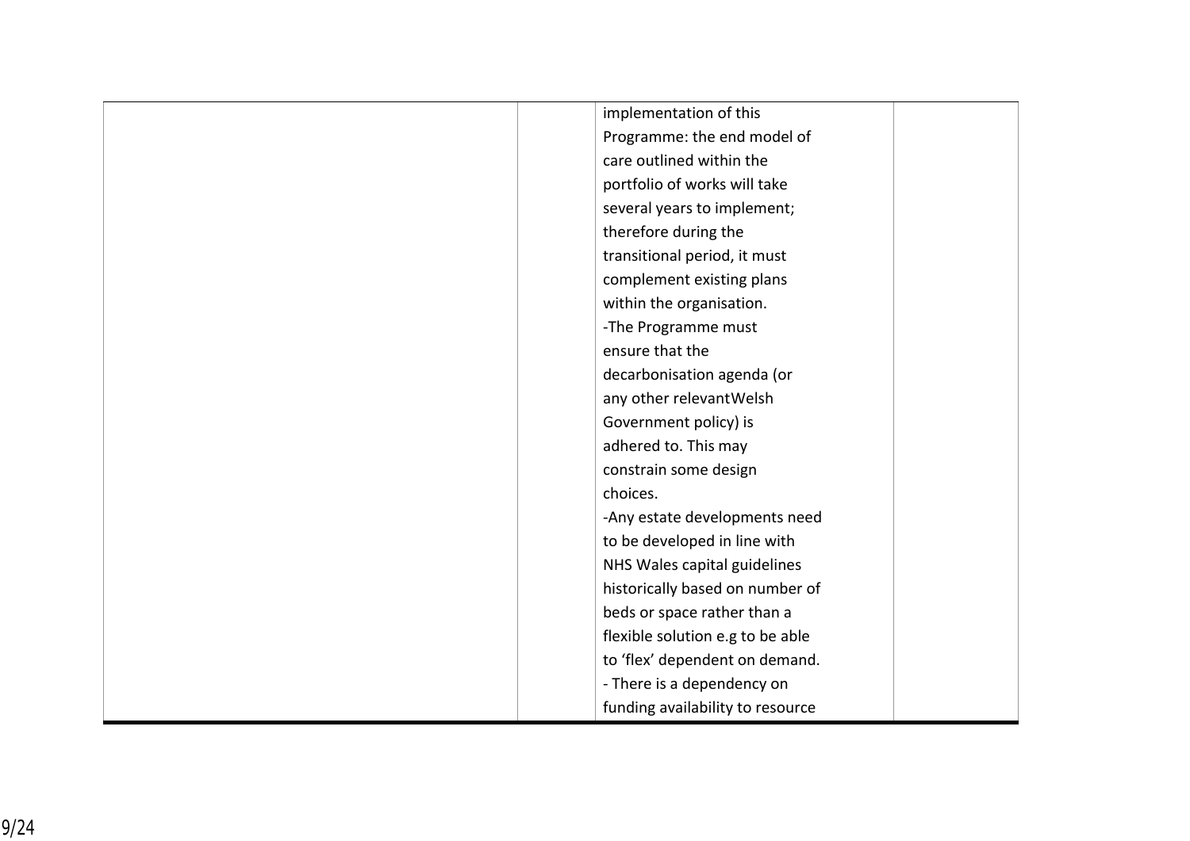|  |  |  |  |
|---|---|---|---|
|  |  | implementation of this Programme: the end model of care outlined within the portfolio of works will take several years to implement; therefore during the transitional period, it must complement existing plans within the organisation.<br>-The Programme must ensure that the decarbonisation agenda (or any other relevantWelsh Government policy) is adhered to. This may constrain some design choices.<br>-Any estate developments need to be developed in line with NHS Wales capital guidelines historically based on number of beds or space rather than a flexible solution e.g to be able to 'flex' dependent on demand.<br>- There is a dependency on funding availability to resource |  |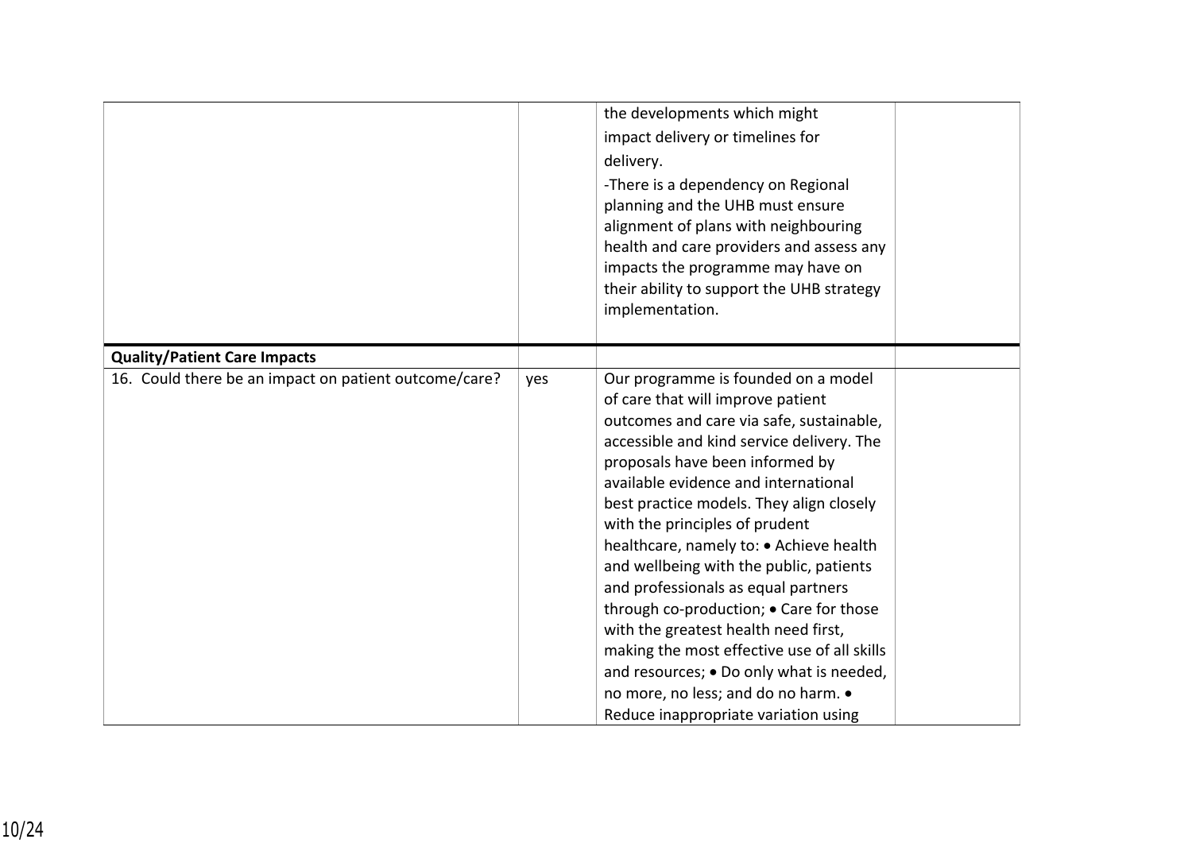| | | | |
|---|---|---|---|
| | | the developments which might impact delivery or timelines for delivery.<br>-There is a dependency on Regional planning and the UHB must ensure alignment of plans with neighbouring health and care providers and assess any impacts the programme may have on their ability to support the UHB strategy implementation. | |
| **Quality/Patient Care Impacts** | | | |
| 16. Could there be an impact on patient outcome/care? | yes | Our programme is founded on a model of care that will improve patient outcomes and care via safe, sustainable, accessible and kind service delivery. The proposals have been informed by available evidence and international best practice models. They align closely with the principles of prudent healthcare, namely to: • Achieve health and wellbeing with the public, patients and professionals as equal partners through co-production; • Care for those with the greatest health need first, making the most effective use of all skills and resources; • Do only what is needed, no more, no less; and do no harm. • Reduce inappropriate variation using | |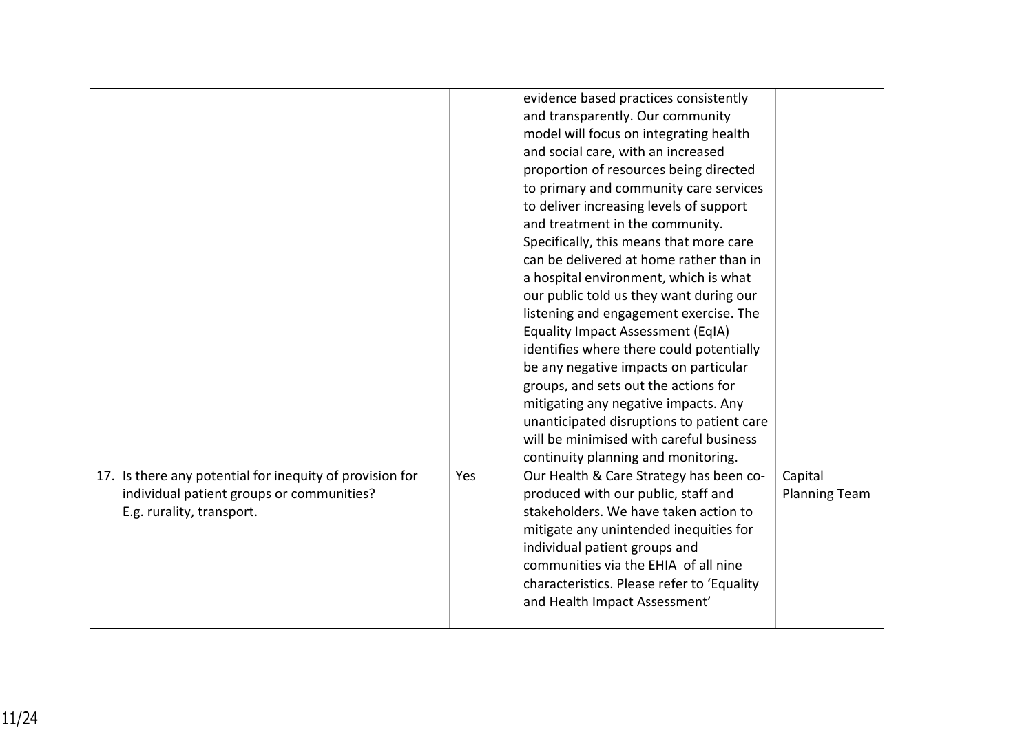| | | | |
|---|---|---|---|
| | | evidence based practices consistently and transparently. Our community model will focus on integrating health and social care, with an increased proportion of resources being directed to primary and community care services to deliver increasing levels of support and treatment in the community. Specifically, this means that more care can be delivered at home rather than in a hospital environment, which is what our public told us they want during our listening and engagement exercise. The Equality Impact Assessment (EqIA) identifies where there could potentially be any negative impacts on particular groups, and sets out the actions for mitigating any negative impacts. Any unanticipated disruptions to patient care will be minimised with careful business continuity planning and monitoring. | |
| 17. Is there any potential for inequity of provision for individual patient groups or communities? E.g. rurality, transport. | Yes | Our Health & Care Strategy has been co-produced with our public, staff and stakeholders. We have taken action to mitigate any unintended inequities for individual patient groups and communities via the EHIA of all nine characteristics. Please refer to 'Equality and Health Impact Assessment' | Capital Planning Team |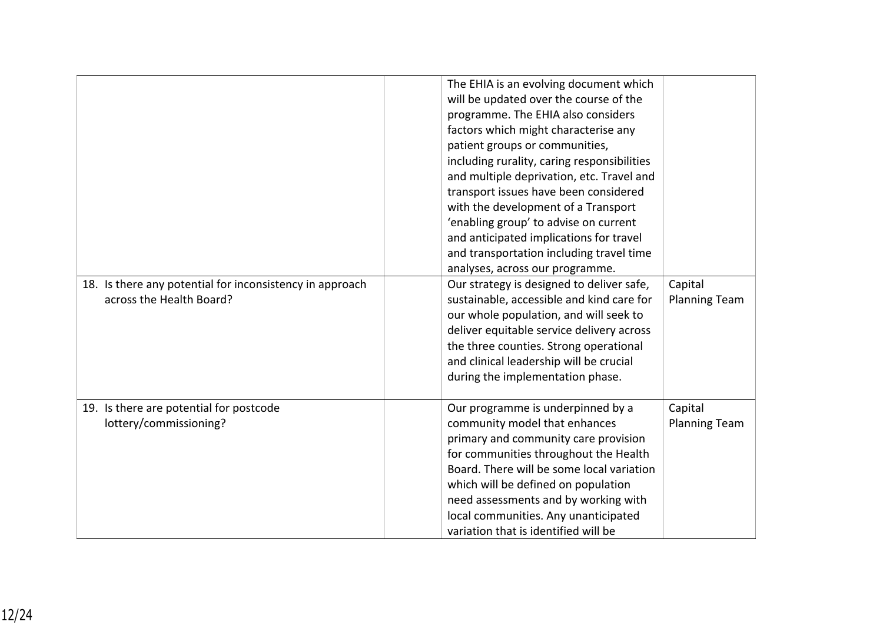| | | | |
|---|---|---|---|
| | | The EHIA is an evolving document which will be updated over the course of the programme. The EHIA also considers factors which might characterise any patient groups or communities, including rurality, caring responsibilities and multiple deprivation, etc. Travel and transport issues have been considered with the development of a Transport 'enabling group' to advise on current and anticipated implications for travel and transportation including travel time analyses, across our programme. | |
| 18. Is there any potential for inconsistency in approach across the Health Board? | | Our strategy is designed to deliver safe, sustainable, accessible and kind care for our whole population, and will seek to deliver equitable service delivery across the three counties. Strong operational and clinical leadership will be crucial during the implementation phase. | Capital Planning Team |
| 19. Is there are potential for postcode lottery/commissioning? | | Our programme is underpinned by a community model that enhances primary and community care provision for communities throughout the Health Board. There will be some local variation which will be defined on population need assessments and by working with local communities. Any unanticipated variation that is identified will be | Capital Planning Team |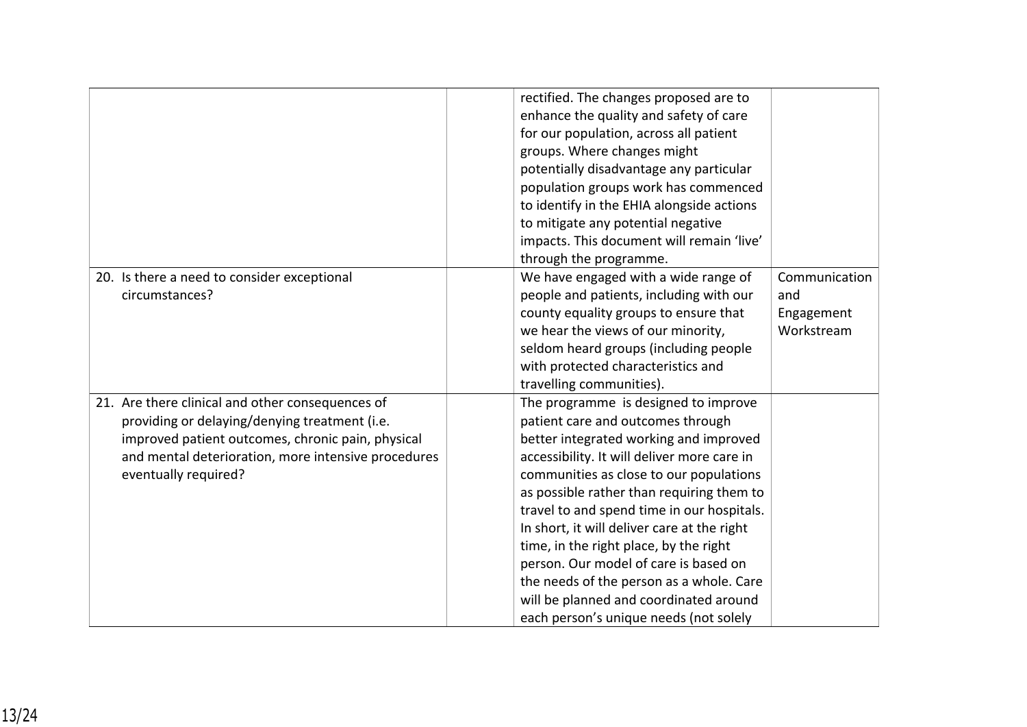| | | | |
|---|---|---|---|
| | | rectified. The changes proposed are to enhance the quality and safety of care for our population, across all patient groups. Where changes might potentially disadvantage any particular population groups work has commenced to identify in the EHIA alongside actions to mitigate any potential negative impacts. This document will remain 'live' through the programme. | |
| 20. Is there a need to consider exceptional circumstances? | | We have engaged with a wide range of people and patients, including with our county equality groups to ensure that we hear the views of our minority, seldom heard groups (including people with protected characteristics and travelling communities). | Communication and Engagement Workstream |
| 21. Are there clinical and other consequences of providing or delaying/denying treatment (i.e. improved patient outcomes, chronic pain, physical and mental deterioration, more intensive procedures eventually required? | | The programme is designed to improve patient care and outcomes through better integrated working and improved accessibility. It will deliver more care in communities as close to our populations as possible rather than requiring them to travel to and spend time in our hospitals. In short, it will deliver care at the right time, in the right place, by the right person. Our model of care is based on the needs of the person as a whole. Care will be planned and coordinated around each person's unique needs (not solely | |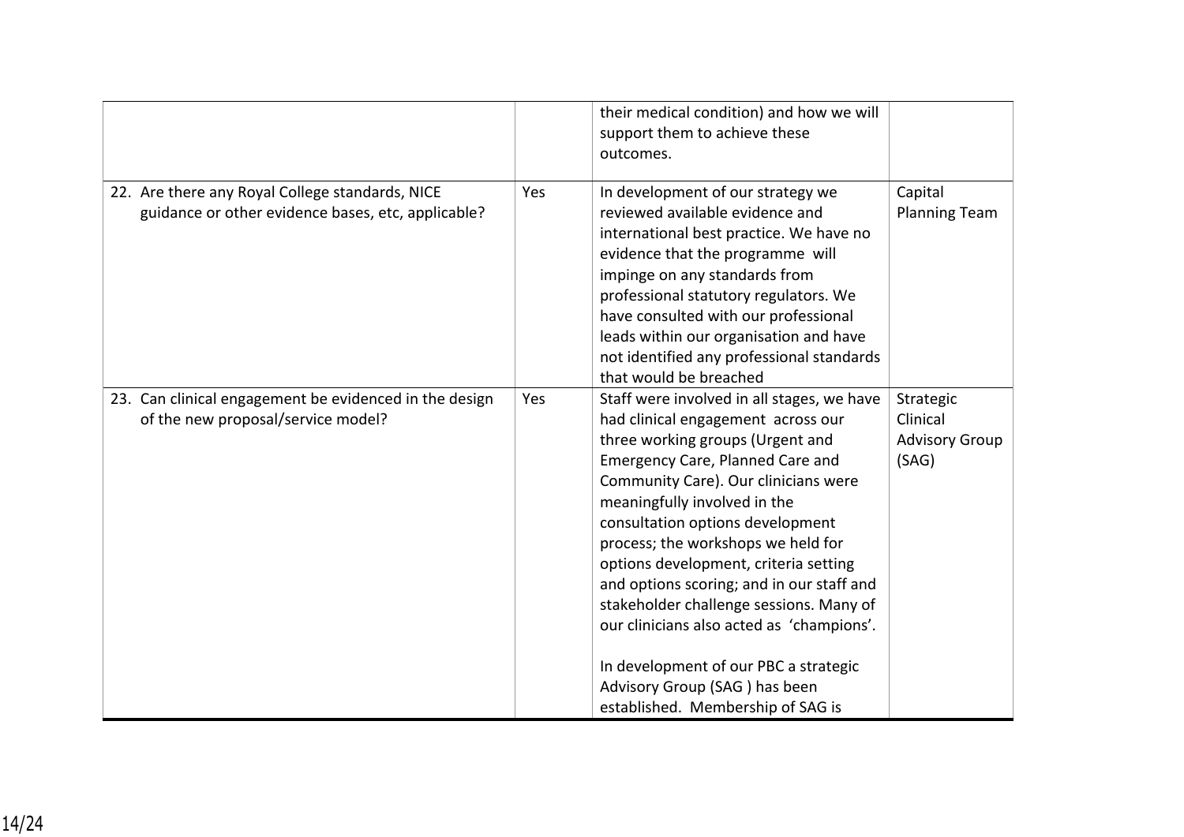| | | | |
|---|---|---|---|
| | | their medical condition) and how we will support them to achieve these outcomes. | |
| 22. Are there any Royal College standards, NICE guidance or other evidence bases, etc, applicable? | Yes | In development of our strategy we reviewed available evidence and international best practice. We have no evidence that the programme will impinge on any standards from professional statutory regulators. We have consulted with our professional leads within our organisation and have not identified any professional standards that would be breached | Capital Planning Team |
| 23. Can clinical engagement be evidenced in the design of the new proposal/service model? | Yes | Staff were involved in all stages, we have had clinical engagement across our three working groups (Urgent and Emergency Care, Planned Care and Community Care). Our clinicians were meaningfully involved in the consultation options development process; the workshops we held for options development, criteria setting and options scoring; and in our staff and stakeholder challenge sessions. Many of our clinicians also acted as 'champions'.<br><br>In development of our PBC a strategic Advisory Group (SAG ) has been established. Membership of SAG is | Strategic Clinical Advisory Group (SAG) |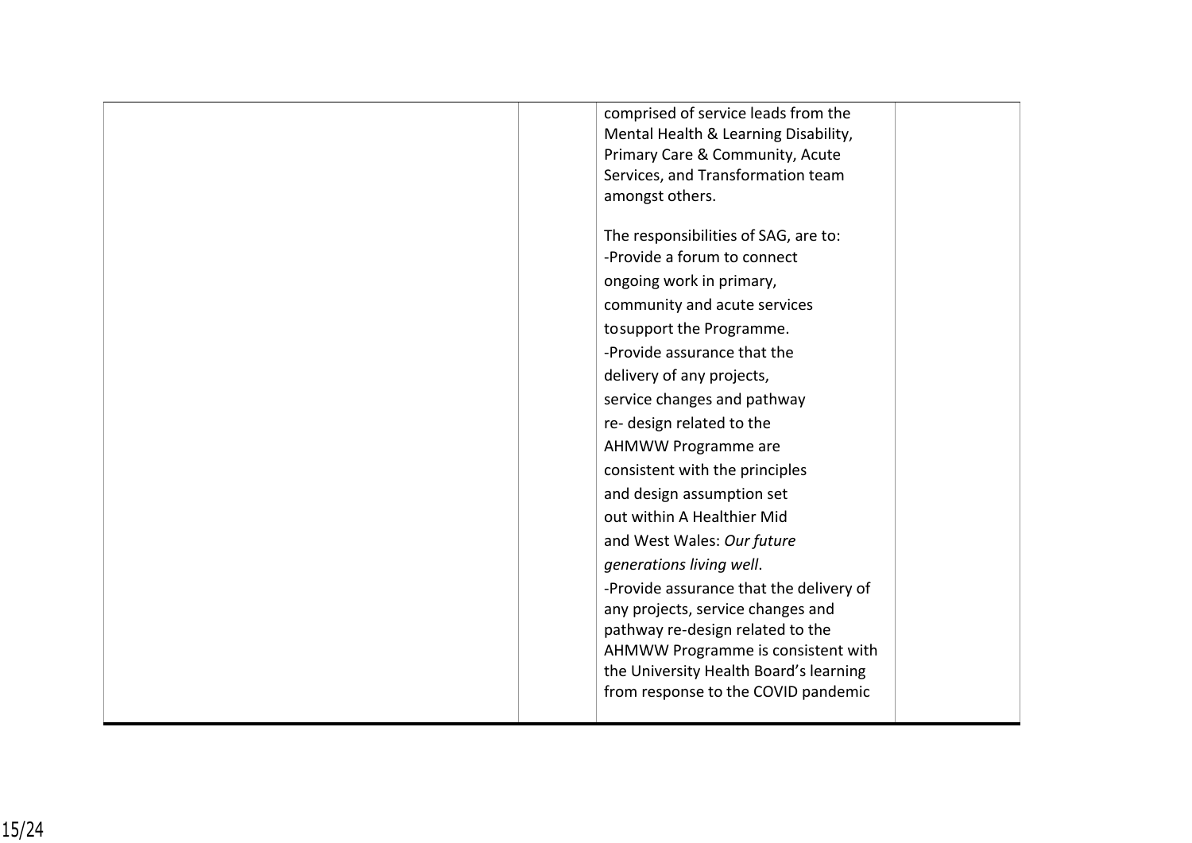|  |  | comprised of service leads from the Mental Health & Learning Disability, Primary Care & Community, Acute Services, and Transformation team amongst others.<br><br>The responsibilities of SAG, are to:<br>-Provide a forum to connect ongoing work in primary, community and acute services tosupport the Programme.<br>-Provide assurance that the delivery of any projects, service changes and pathway re- design related to the AHMWW Programme are consistent with the principles and design assumption set out within A Healthier Mid and West Wales: *Our future generations living well*.<br>-Provide assurance that the delivery of any projects, service changes and pathway re-design related to the AHMWW Programme is consistent with the University Health Board's learning from response to the COVID pandemic |  |
|---|---|---|---|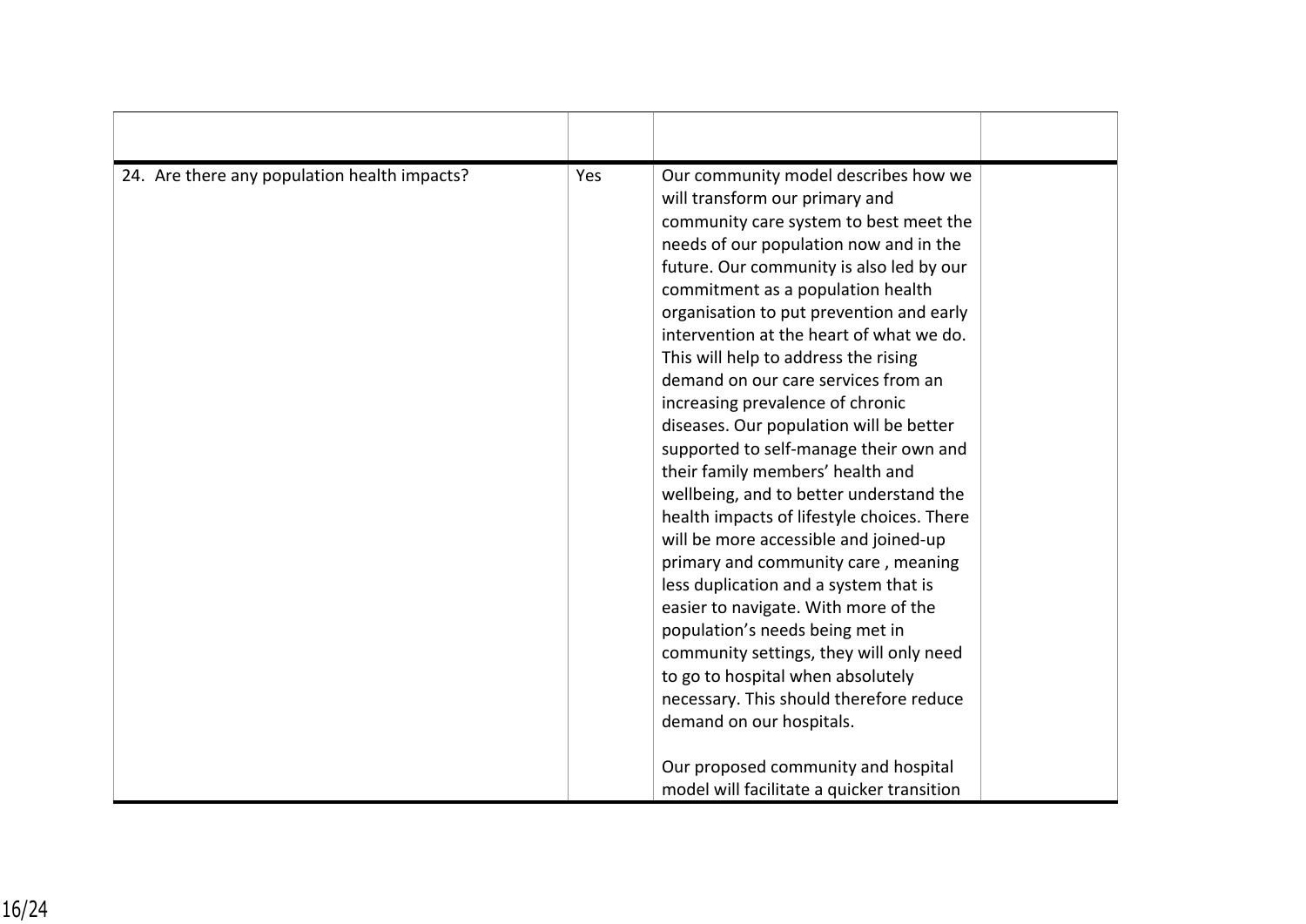| | | | |
|---|---|---|---|
| 24. Are there any population health impacts? | Yes | Our community model describes how we will transform our primary and community care system to best meet the needs of our population now and in the future. Our community is also led by our commitment as a population health organisation to put prevention and early intervention at the heart of what we do. This will help to address the rising demand on our care services from an increasing prevalence of chronic diseases. Our population will be better supported to self-manage their own and their family members' health and wellbeing, and to better understand the health impacts of lifestyle choices. There will be more accessible and joined-up primary and community care , meaning less duplication and a system that is easier to navigate. With more of the population's needs being met in community settings, they will only need to go to hospital when absolutely necessary. This should therefore reduce demand on our hospitals.<br><br>Our proposed community and hospital model will facilitate a quicker transition | |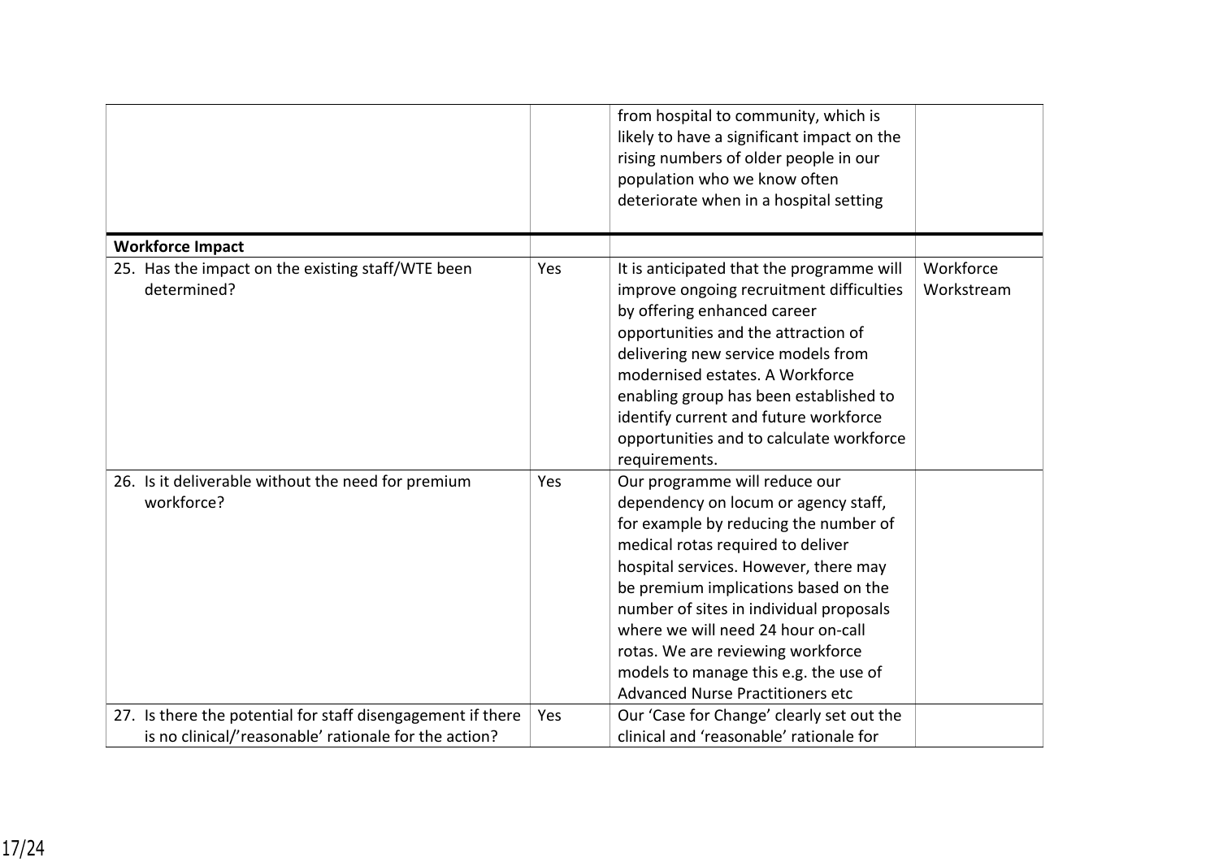| | | | |
|---|---|---|---|
| | | from hospital to community, which is likely to have a significant impact on the rising numbers of older people in our population who we know often deteriorate when in a hospital setting | |
| **Workforce Impact** | | | |
| 25. Has the impact on the existing staff/WTE been determined? | Yes | It is anticipated that the programme will improve ongoing recruitment difficulties by offering enhanced career opportunities and the attraction of delivering new service models from modernised estates. A Workforce enabling group has been established to identify current and future workforce opportunities and to calculate workforce requirements. | Workforce Workstream |
| 26. Is it deliverable without the need for premium workforce? | Yes | Our programme will reduce our dependency on locum or agency staff, for example by reducing the number of medical rotas required to deliver hospital services. However, there may be premium implications based on the number of sites in individual proposals where we will need 24 hour on-call rotas. We are reviewing workforce models to manage this e.g. the use of Advanced Nurse Practitioners etc | |
| 27. Is there the potential for staff disengagement if there is no clinical/'reasonable' rationale for the action? | Yes | Our 'Case for Change' clearly set out the clinical and 'reasonable' rationale for | |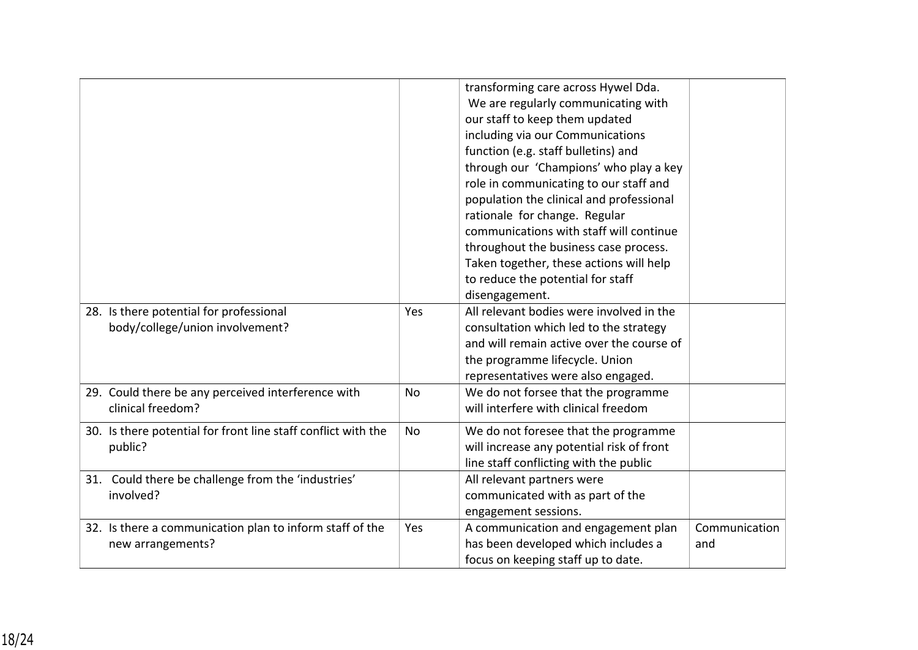| | | | |
|---|---|---|---|
| | | transforming care across Hywel Dda. We are regularly communicating with our staff to keep them updated including via our Communications function (e.g. staff bulletins) and through our 'Champions' who play a key role in communicating to our staff and population the clinical and professional rationale for change. Regular communications with staff will continue throughout the business case process. Taken together, these actions will help to reduce the potential for staff disengagement. | |
| 28. Is there potential for professional body/college/union involvement? | Yes | All relevant bodies were involved in the consultation which led to the strategy and will remain active over the course of the programme lifecycle. Union representatives were also engaged. | |
| 29. Could there be any perceived interference with clinical freedom? | No | We do not forsee that the programme will interfere with clinical freedom | |
| 30. Is there potential for front line staff conflict with the public? | No | We do not foresee that the programme will increase any potential risk of front line staff conflicting with the public | |
| 31. Could there be challenge from the 'industries' involved? | | All relevant partners were communicated with as part of the engagement sessions. | |
| 32. Is there a communication plan to inform staff of the new arrangements? | Yes | A communication and engagement plan has been developed which includes a focus on keeping staff up to date. | Communication and |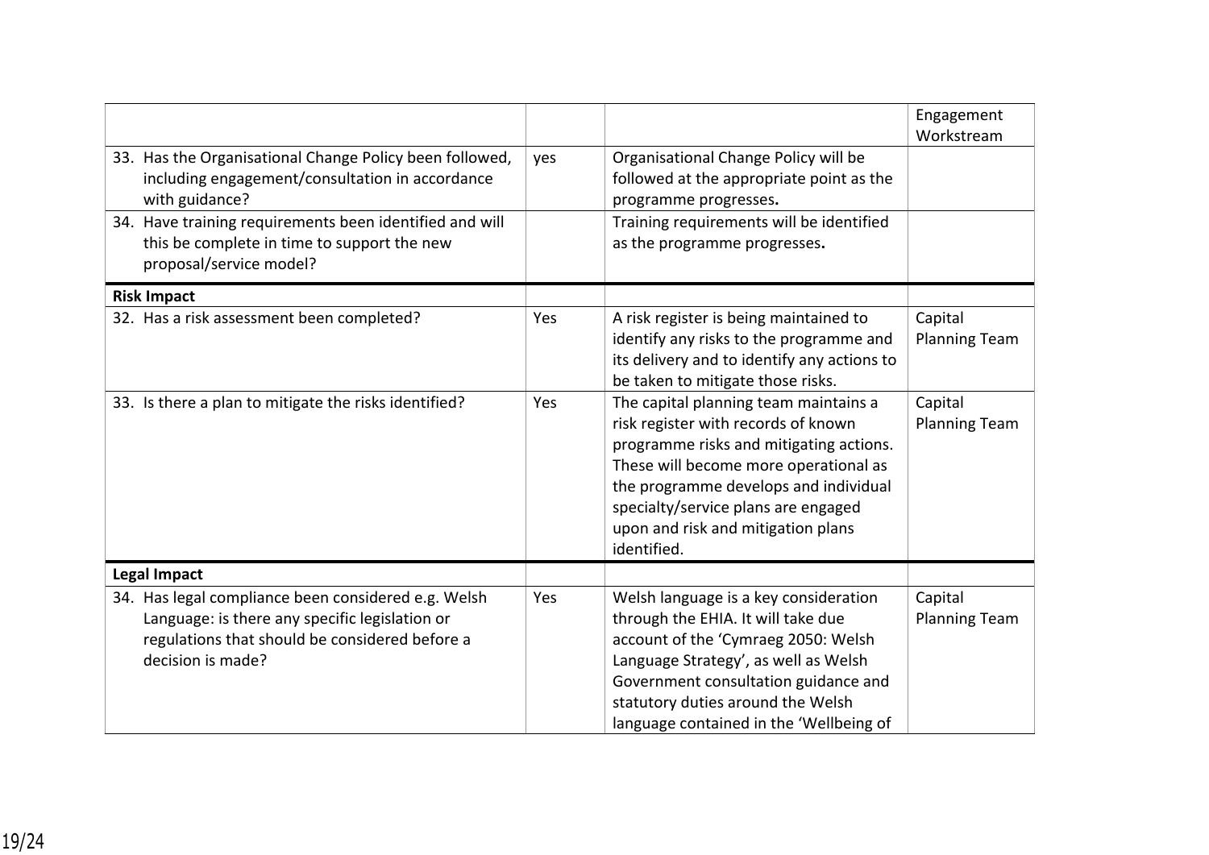| | | | |
|---|---|---|---|
| | | | Engagement Workstream |
| 33. Has the Organisational Change Policy been followed, including engagement/consultation in accordance with guidance? | yes | Organisational Change Policy will be followed at the appropriate point as the programme progresses**.** | |
| 34. Have training requirements been identified and will this be complete in time to support the new proposal/service model? | | Training requirements will be identified as the programme progresses**.** | |
| **Risk Impact** | | | |
| 32. Has a risk assessment been completed? | Yes | A risk register is being maintained to identify any risks to the programme and its delivery and to identify any actions to be taken to mitigate those risks. | Capital Planning Team |
| 33. Is there a plan to mitigate the risks identified? | Yes | The capital planning team maintains a risk register with records of known programme risks and mitigating actions. These will become more operational as the programme develops and individual specialty/service plans are engaged upon and risk and mitigation plans identified. | Capital Planning Team |
| **Legal Impact** | | | |
| 34. Has legal compliance been considered e.g. Welsh Language: is there any specific legislation or regulations that should be considered before a decision is made? | Yes | Welsh language is a key consideration through the EHIA. It will take due account of the 'Cymraeg 2050: Welsh Language Strategy', as well as Welsh Government consultation guidance and statutory duties around the Welsh language contained in the 'Wellbeing of | Capital Planning Team |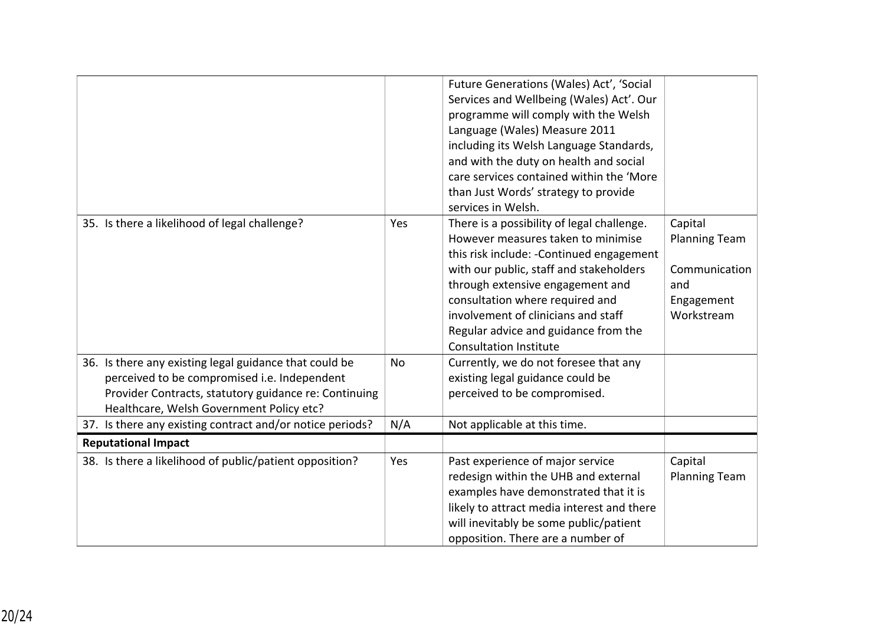| | | | |
|---|---|---|---|
| | | Future Generations (Wales) Act', 'Social Services and Wellbeing (Wales) Act'. Our programme will comply with the Welsh Language (Wales) Measure 2011 including its Welsh Language Standards, and with the duty on health and social care services contained within the 'More than Just Words' strategy to provide services in Welsh. | |
| 35. Is there a likelihood of legal challenge? | Yes | There is a possibility of legal challenge. However measures taken to minimise this risk include: -Continued engagement with our public, staff and stakeholders through extensive engagement and consultation where required and involvement of clinicians and staff Regular advice and guidance from the Consultation Institute | Capital Planning Team<br><br>Communication and Engagement Workstream |
| 36. Is there any existing legal guidance that could be perceived to be compromised i.e. Independent Provider Contracts, statutory guidance re: Continuing Healthcare, Welsh Government Policy etc? | No | Currently, we do not foresee that any existing legal guidance could be perceived to be compromised. | |
| 37. Is there any existing contract and/or notice periods? | N/A | Not applicable at this time. | |
| **Reputational Impact** | | | |
| 38. Is there a likelihood of public/patient opposition? | Yes | Past experience of major service redesign within the UHB and external examples have demonstrated that it is likely to attract media interest and there will inevitably be some public/patient opposition. There are a number of | Capital Planning Team |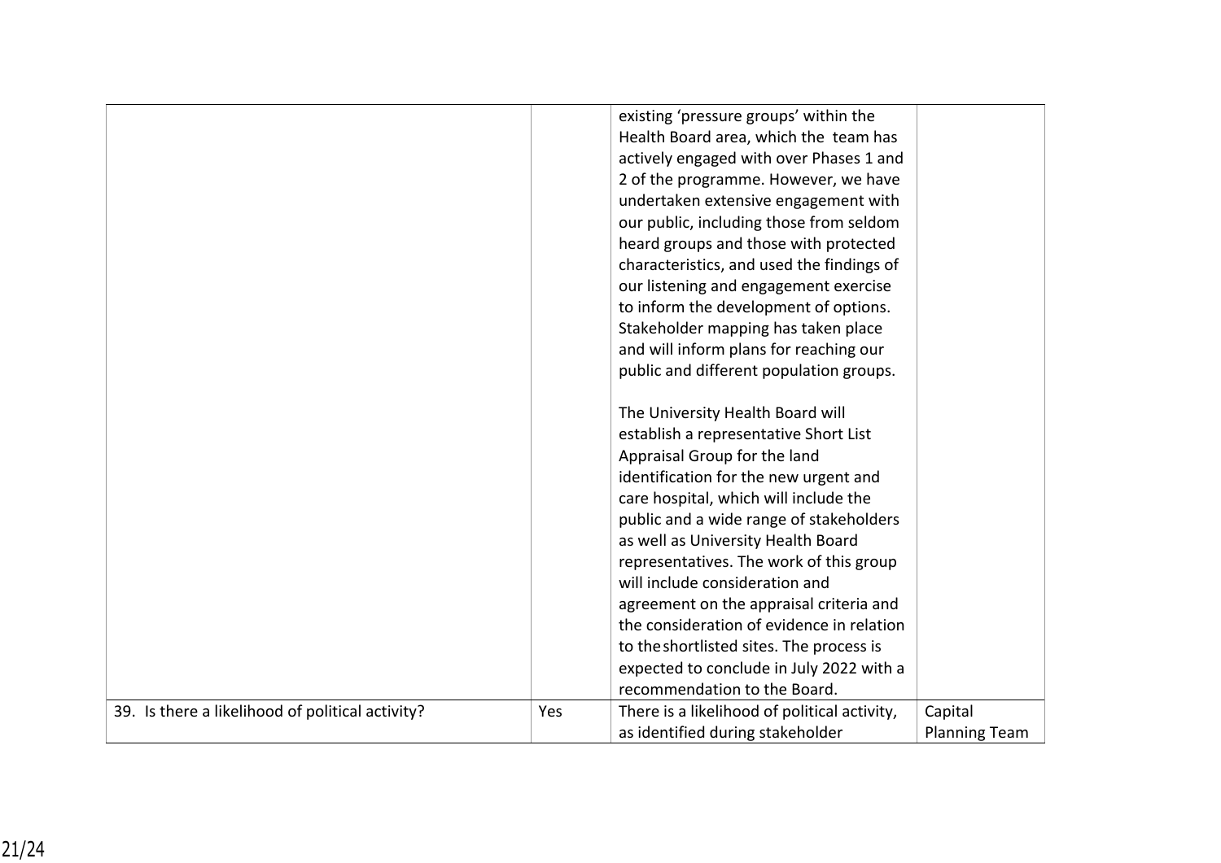| | | | |
|---|---|---|---|
| | | existing 'pressure groups' within the Health Board area, which the team has actively engaged with over Phases 1 and 2 of the programme. However, we have undertaken extensive engagement with our public, including those from seldom heard groups and those with protected characteristics, and used the findings of our listening and engagement exercise to inform the development of options. Stakeholder mapping has taken place and will inform plans for reaching our public and different population groups.<br><br>The University Health Board will establish a representative Short List Appraisal Group for the land identification for the new urgent and care hospital, which will include the public and a wide range of stakeholders as well as University Health Board representatives. The work of this group will include consideration and agreement on the appraisal criteria and the consideration of evidence in relation to the shortlisted sites. The process is expected to conclude in July 2022 with a recommendation to the Board. | |
| 39. Is there a likelihood of political activity? | Yes | There is a likelihood of political activity, as identified during stakeholder | Capital Planning Team |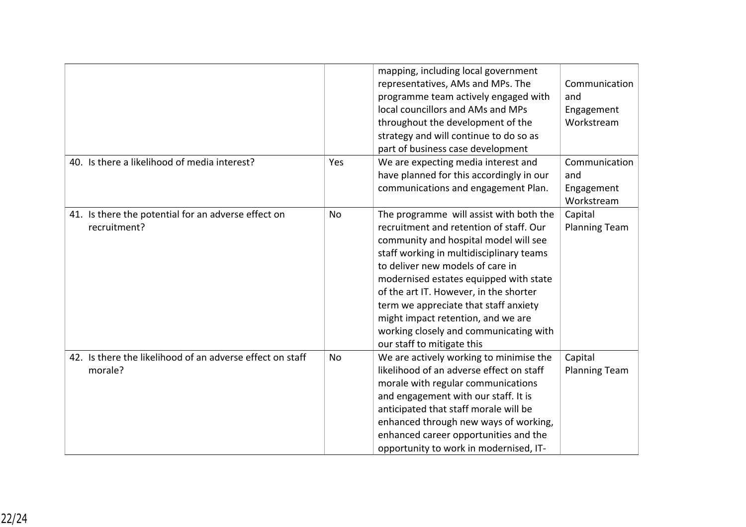| | | | |
|---|---|---|---|
| | | mapping, including local government representatives, AMs and MPs. The programme team actively engaged with local councillors and AMs and MPs throughout the development of the strategy and will continue to do so as part of business case development | Communication and Engagement Workstream |
| 40. Is there a likelihood of media interest? | Yes | We are expecting media interest and have planned for this accordingly in our communications and engagement Plan. | Communication and Engagement Workstream |
| 41. Is there the potential for an adverse effect on recruitment? | No | The programme will assist with both the recruitment and retention of staff. Our community and hospital model will see staff working in multidisciplinary teams to deliver new models of care in modernised estates equipped with state of the art IT. However, in the shorter term we appreciate that staff anxiety might impact retention, and we are working closely and communicating with our staff to mitigate this | Capital Planning Team |
| 42. Is there the likelihood of an adverse effect on staff morale? | No | We are actively working to minimise the likelihood of an adverse effect on staff morale with regular communications and engagement with our staff. It is anticipated that staff morale will be enhanced through new ways of working, enhanced career opportunities and the opportunity to work in modernised, IT- | Capital Planning Team |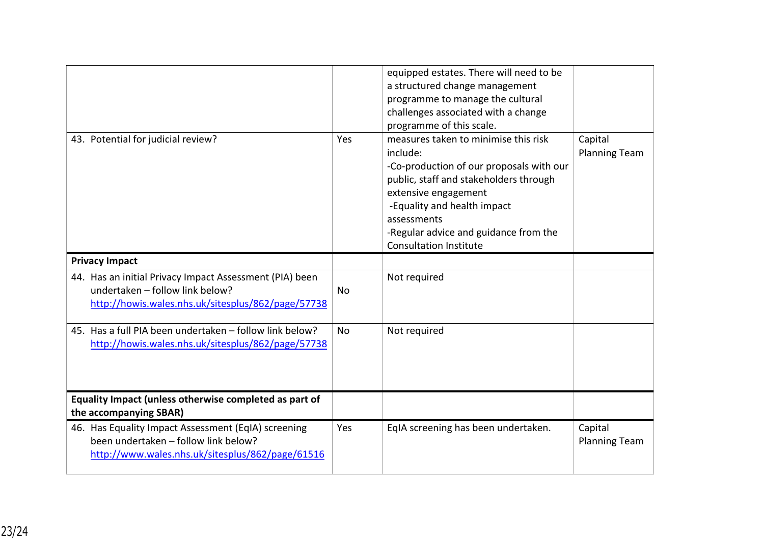| | | | |
|---|---|---|---|
| | | equipped estates. There will need to be a structured change management programme to manage the cultural challenges associated with a change programme of this scale. | |
| 43. Potential for judicial review? | Yes | measures taken to minimise this risk include:<br>-Co-production of our proposals with our public, staff and stakeholders through extensive engagement<br>-Equality and health impact assessments<br>-Regular advice and guidance from the Consultation Institute | Capital Planning Team |
| **Privacy Impact** | | | |
| 44. Has an initial Privacy Impact Assessment (PIA) been undertaken – follow link below? [http://howis.wales.nhs.uk/sitesplus/862/page/57738](http://howis.wales.nhs.uk/sitesplus/862/page/57738) | No | Not required | |
| 45. Has a full PIA been undertaken – follow link below? [http://howis.wales.nhs.uk/sitesplus/862/page/57738](http://howis.wales.nhs.uk/sitesplus/862/page/57738) | No | Not required | |
| **Equality Impact (unless otherwise completed as part of the accompanying SBAR)** | | | |
| 46. Has Equality Impact Assessment (EqIA) screening been undertaken – follow link below? [http://www.wales.nhs.uk/sitesplus/862/page/61516](http://www.wales.nhs.uk/sitesplus/862/page/61516) | Yes | EqIA screening has been undertaken. | Capital Planning Team |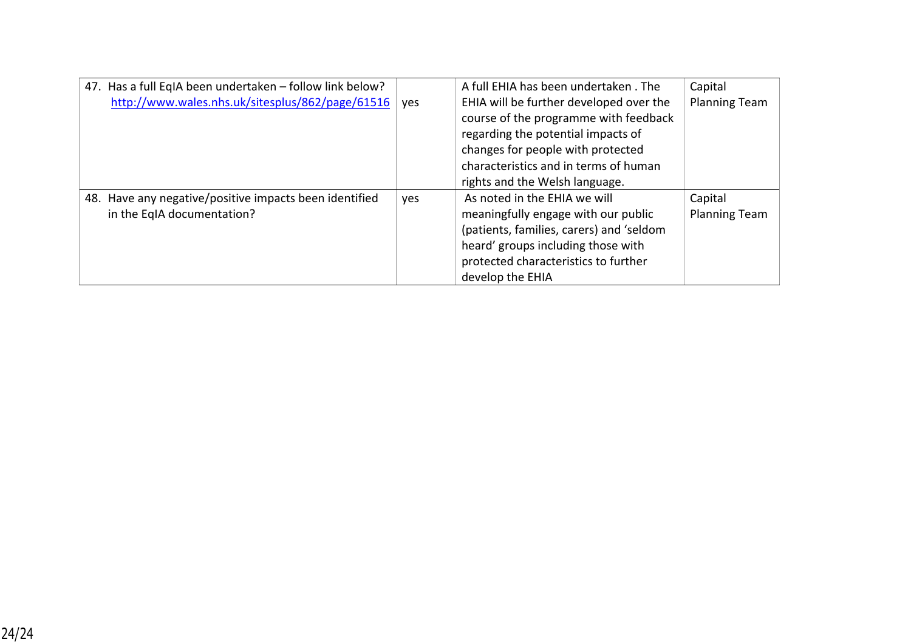| | | | |
|---|---|---|---|
| 47. Has a full EqIA been undertaken – follow link below? [http://www.wales.nhs.uk/sitesplus/862/page/61516](http://www.wales.nhs.uk/sitesplus/862/page/61516) | yes | A full EHIA has been undertaken . The EHIA will be further developed over the course of the programme with feedback regarding the potential impacts of changes for people with protected characteristics and in terms of human rights and the Welsh language. | Capital Planning Team |
| 48. Have any negative/positive impacts been identified in the EqIA documentation? | yes | As noted in the EHIA we will meaningfully engage with our public (patients, families, carers) and 'seldom heard' groups including those with protected characteristics to further develop the EHIA | Capital Planning Team |